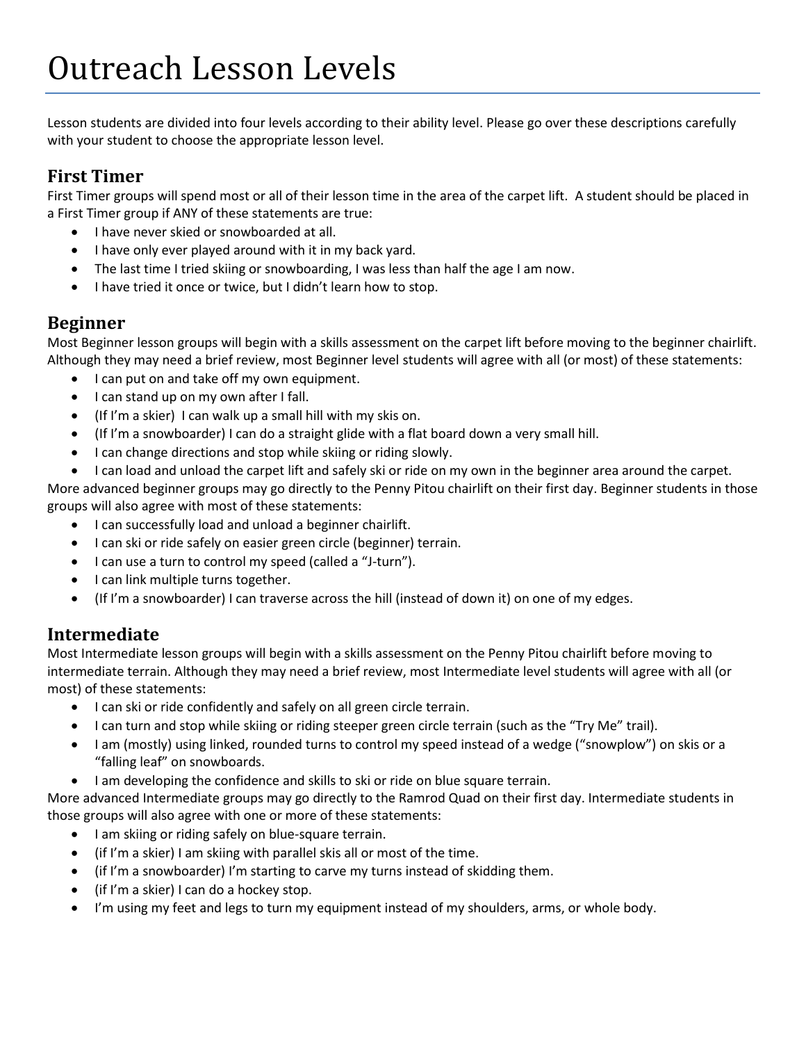# Outreach Lesson Levels

Lesson students are divided into four levels according to their ability level. Please go over these descriptions carefully with your student to choose the appropriate lesson level.

## First Timer

First Timer groups will spend most or all of their lesson time in the area of the carpet lift. A student should be placed in a First Timer group if ANY of these statements are true:

- I have never skied or snowboarded at all.
- I have only ever played around with it in my back yard.
- The last time I tried skiing or snowboarding, I was less than half the age I am now.
- I have tried it once or twice, but I didn't learn how to stop.

## Beginner

Most Beginner lesson groups will begin with a skills assessment on the carpet lift before moving to the beginner chairlift. Although they may need a brief review, most Beginner level students will agree with all (or most) of these statements:

- I can put on and take off my own equipment.
- I can stand up on my own after I fall.
- (If I'm a skier) I can walk up a small hill with my skis on.
- (If I'm a snowboarder) I can do a straight glide with a flat board down a very small hill.
- I can change directions and stop while skiing or riding slowly.
- I can load and unload the carpet lift and safely ski or ride on my own in the beginner area around the carpet.

More advanced beginner groups may go directly to the Penny Pitou chairlift on their first day. Beginner students in those groups will also agree with most of these statements:

- I can successfully load and unload a beginner chairlift.
- I can ski or ride safely on easier green circle (beginner) terrain.
- I can use a turn to control my speed (called a "J-turn").
- I can link multiple turns together.
- (If I'm a snowboarder) I can traverse across the hill (instead of down it) on one of my edges.

## Intermediate

Most Intermediate lesson groups will begin with a skills assessment on the Penny Pitou chairlift before moving to intermediate terrain. Although they may need a brief review, most Intermediate level students will agree with all (or most) of these statements:

- I can ski or ride confidently and safely on all green circle terrain.
- I can turn and stop while skiing or riding steeper green circle terrain (such as the "Try Me" trail).
- I am (mostly) using linked, rounded turns to control my speed instead of a wedge ("snowplow") on skis or a "falling leaf" on snowboards.
- I am developing the confidence and skills to ski or ride on blue square terrain.

More advanced Intermediate groups may go directly to the Ramrod Quad on their first day. Intermediate students in those groups will also agree with one or more of these statements:

- I am skiing or riding safely on blue-square terrain.
- (if I'm a skier) I am skiing with parallel skis all or most of the time.
- (if I'm a snowboarder) I'm starting to carve my turns instead of skidding them.
- (if I'm a skier) I can do a hockey stop.
- I'm using my feet and legs to turn my equipment instead of my shoulders, arms, or whole body.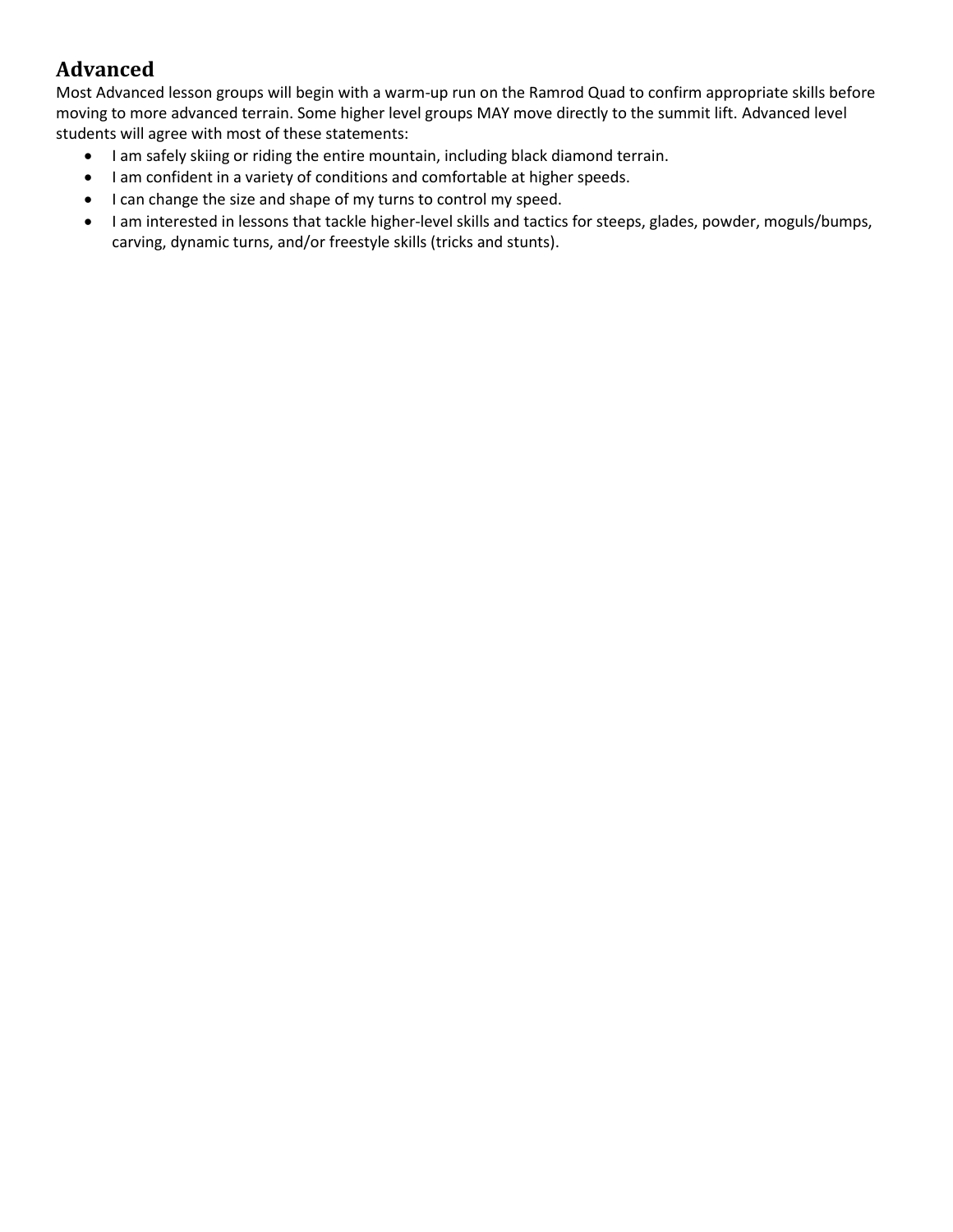## Advanced

Most Advanced lesson groups will begin with a warm-up run on the Ramrod Quad to confirm appropriate skills before moving to more advanced terrain. Some higher level groups MAY move directly to the summit lift. Advanced level students will agree with most of these statements:

- I am safely skiing or riding the entire mountain, including black diamond terrain.
- I am confident in a variety of conditions and comfortable at higher speeds.
- I can change the size and shape of my turns to control my speed.
- I am interested in lessons that tackle higher-level skills and tactics for steeps, glades, powder, moguls/bumps, carving, dynamic turns, and/or freestyle skills (tricks and stunts).